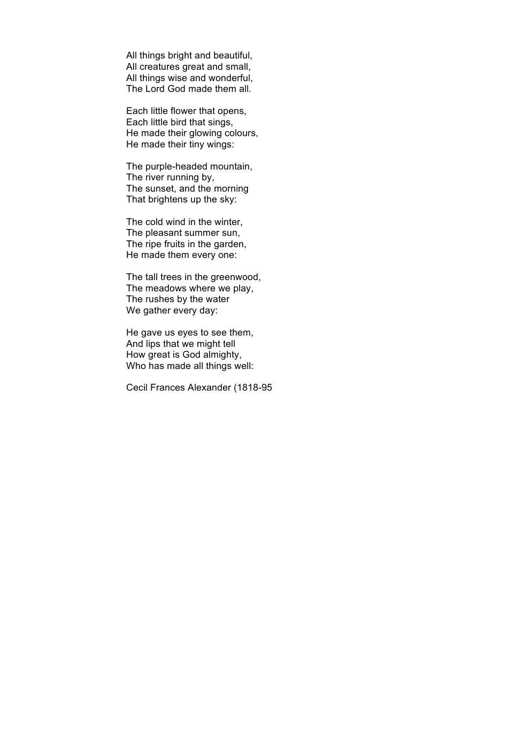All things bright and beautiful,  
All creatures great and small,  
All things wise and wonderful,  
The Lord God made them all.

Each little flower that opens,  
Each little bird that sings,  
He made their glowing colours,  
He made their tiny wings:

The purple-headed mountain,  
The river running by,  
The sunset, and the morning  
That brightens up the sky:

The cold wind in the winter,  
The pleasant summer sun,  
The ripe fruits in the garden,  
He made them every one:

The tall trees in the greenwood,  
The meadows where we play,  
The rushes by the water  
We gather every day:

He gave us eyes to see them,  
And lips that we might tell  
How great is God almighty,  
Who has made all things well:

Cecil Frances Alexander (1818-95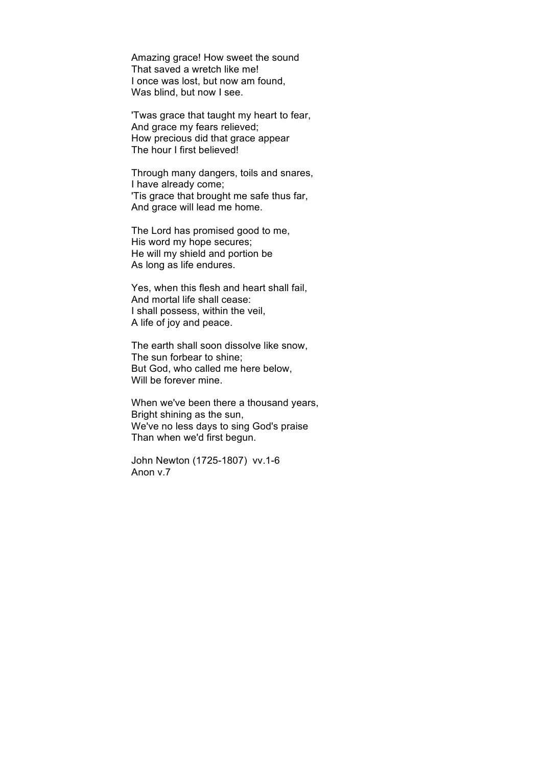Amazing grace! How sweet the sound
That saved a wretch like me!
I once was lost, but now am found,
Was blind, but now I see.

'Twas grace that taught my heart to fear,
And grace my fears relieved;
How precious did that grace appear
The hour I first believed!

Through many dangers, toils and snares,
I have already come;
'Tis grace that brought me safe thus far,
And grace will lead me home.

The Lord has promised good to me,
His word my hope secures;
He will my shield and portion be
As long as life endures.

Yes, when this flesh and heart shall fail,
And mortal life shall cease:
I shall possess, within the veil,
A life of joy and peace.

The earth shall soon dissolve like snow,
The sun forbear to shine;
But God, who called me here below,
Will be forever mine.

When we've been there a thousand years,
Bright shining as the sun,
We've no less days to sing God's praise
Than when we'd first begun.

John Newton (1725-1807) vv.1-6
Anon v.7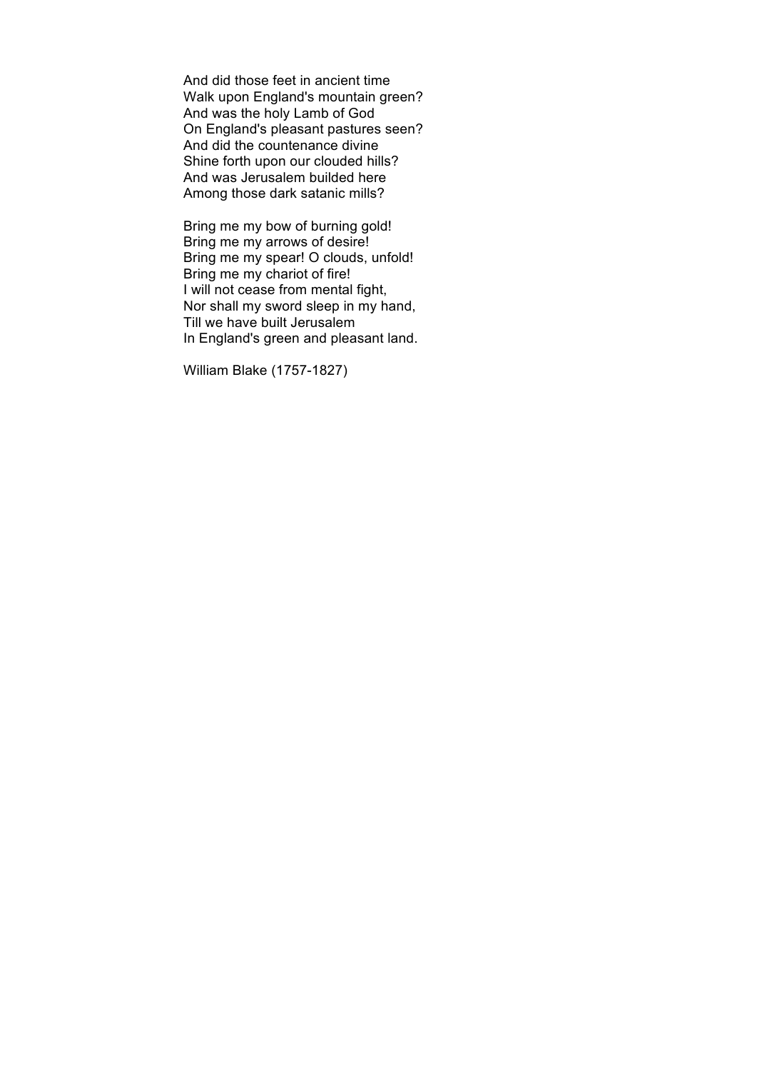And did those feet in ancient time  
Walk upon England's mountain green?  
And was the holy Lamb of God  
On England's pleasant pastures seen?  
And did the countenance divine  
Shine forth upon our clouded hills?  
And was Jerusalem builded here  
Among those dark satanic mills?

Bring me my bow of burning gold!  
Bring me my arrows of desire!  
Bring me my spear! O clouds, unfold!  
Bring me my chariot of fire!  
I will not cease from mental fight,  
Nor shall my sword sleep in my hand,  
Till we have built Jerusalem  
In England's green and pleasant land.

William Blake (1757-1827)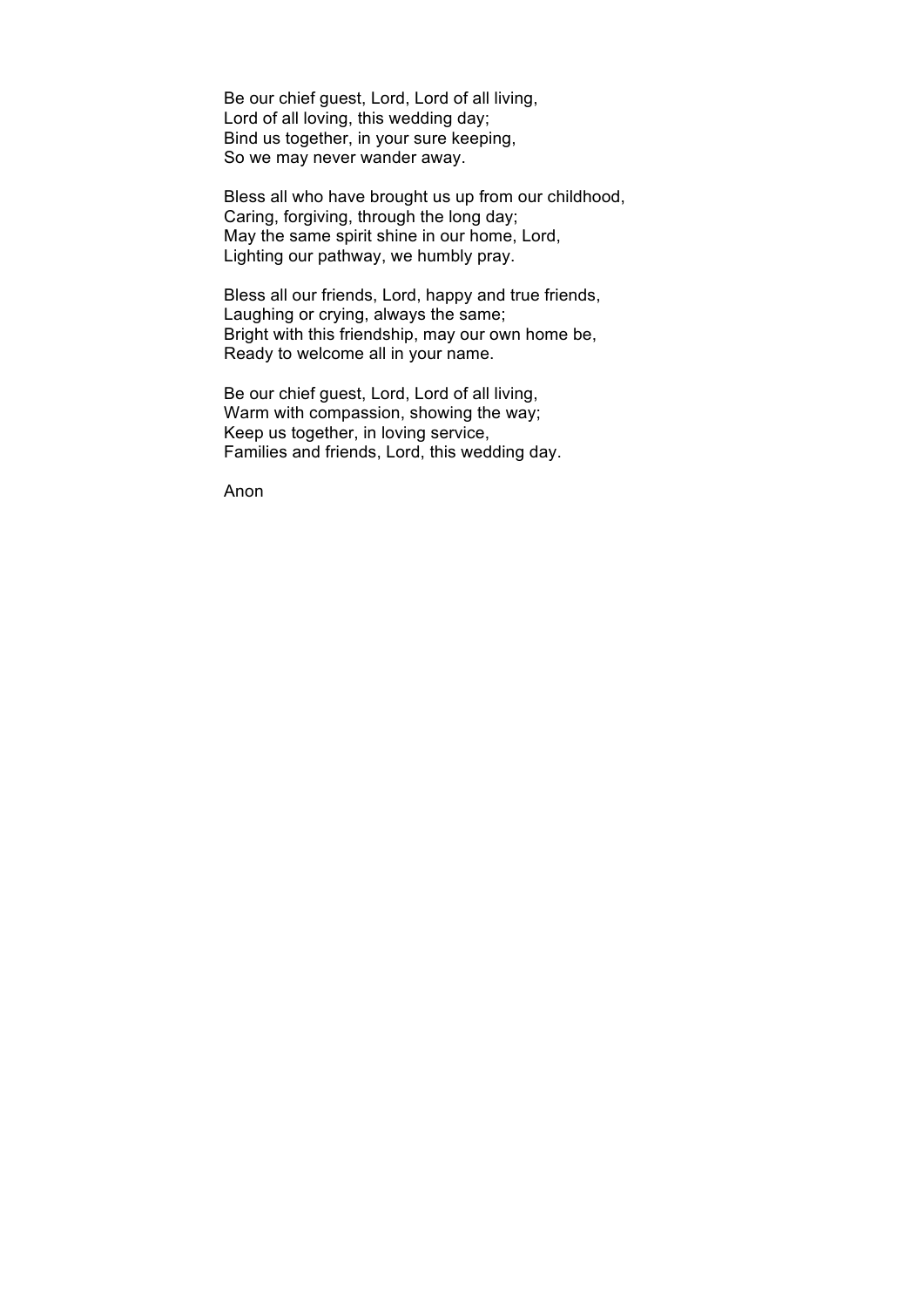Be our chief guest, Lord, Lord of all living,  
Lord of all loving, this wedding day;  
Bind us together, in your sure keeping,  
So we may never wander away.

Bless all who have brought us up from our childhood,  
Caring, forgiving, through the long day;  
May the same spirit shine in our home, Lord,  
Lighting our pathway, we humbly pray.

Bless all our friends, Lord, happy and true friends,  
Laughing or crying, always the same;  
Bright with this friendship, may our own home be,  
Ready to welcome all in your name.

Be our chief guest, Lord, Lord of all living,  
Warm with compassion, showing the way;  
Keep us together, in loving service,  
Families and friends, Lord, this wedding day.

Anon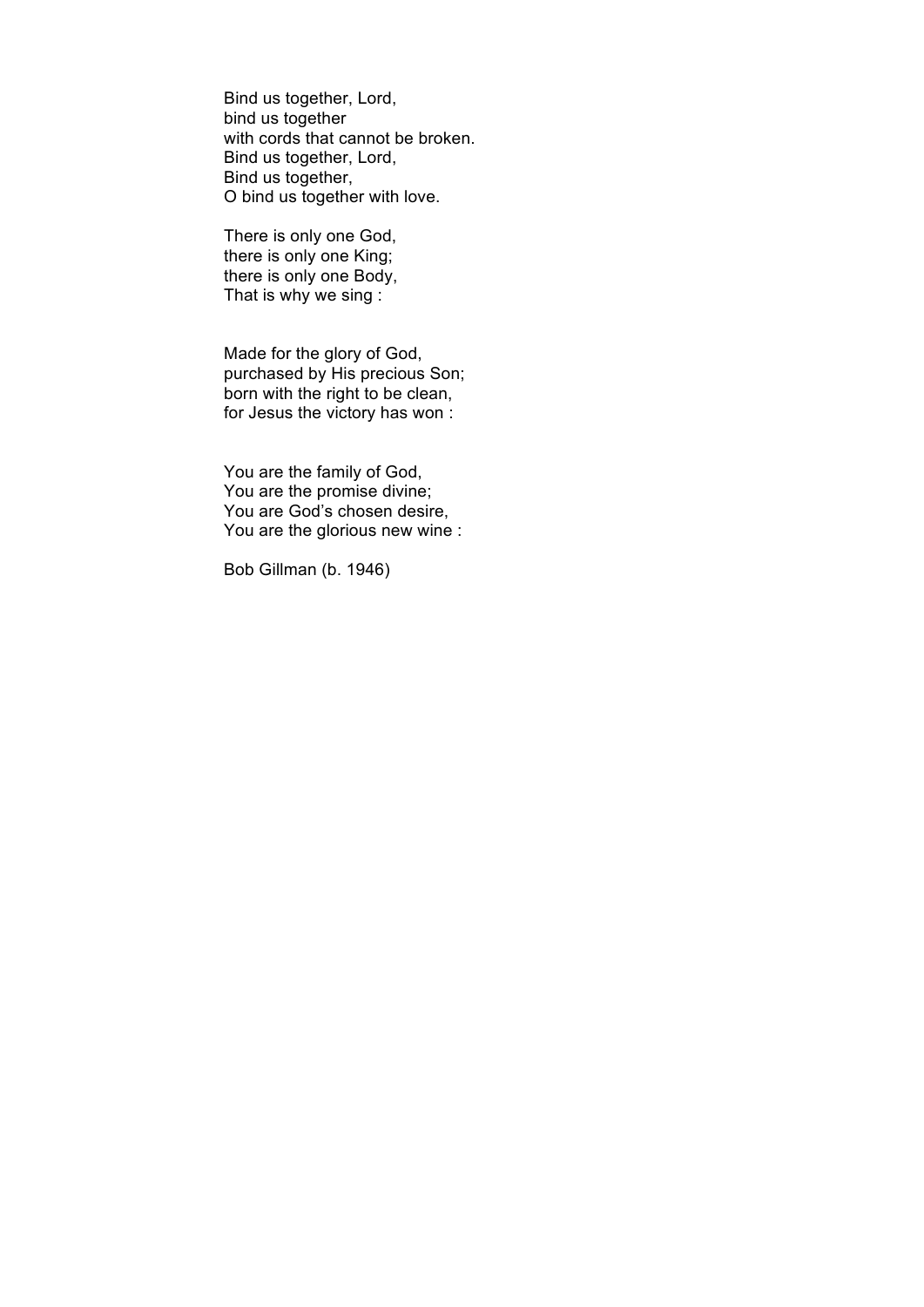Bind us together, Lord,
bind us together
with cords that cannot be broken.
Bind us together, Lord,
Bind us together,
O bind us together with love.

There is only one God,
there is only one King;
there is only one Body,
That is why we sing :

Made for the glory of God,
purchased by His precious Son;
born with the right to be clean,
for Jesus the victory has won :

You are the family of God,
You are the promise divine;
You are God's chosen desire,
You are the glorious new wine :

Bob Gillman (b. 1946)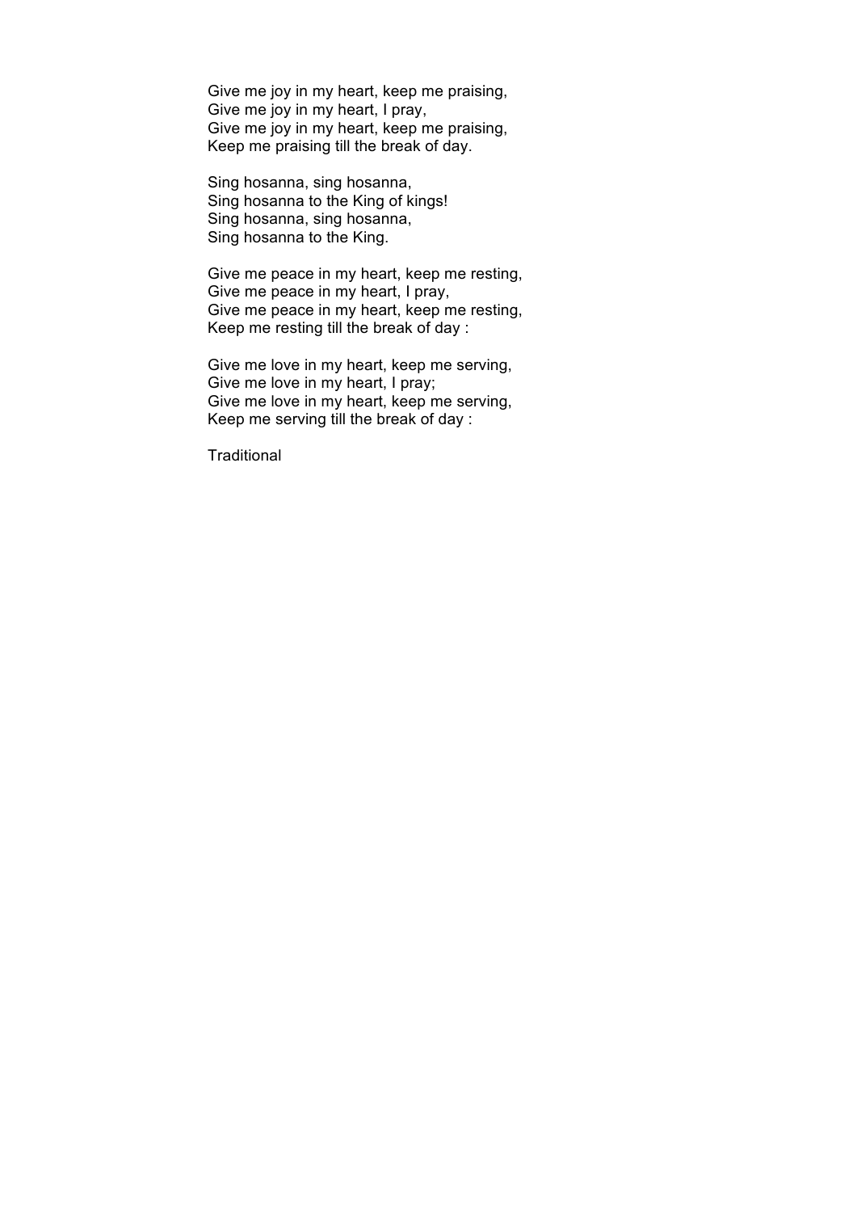Give me joy in my heart, keep me praising,
Give me joy in my heart, I pray,
Give me joy in my heart, keep me praising,
Keep me praising till the break of day.

Sing hosanna, sing hosanna,
Sing hosanna to the King of kings!
Sing hosanna, sing hosanna,
Sing hosanna to the King.

Give me peace in my heart, keep me resting,
Give me peace in my heart, I pray,
Give me peace in my heart, keep me resting,
Keep me resting till the break of day :

Give me love in my heart, keep me serving,
Give me love in my heart, I pray;
Give me love in my heart, keep me serving,
Keep me serving till the break of day :

Traditional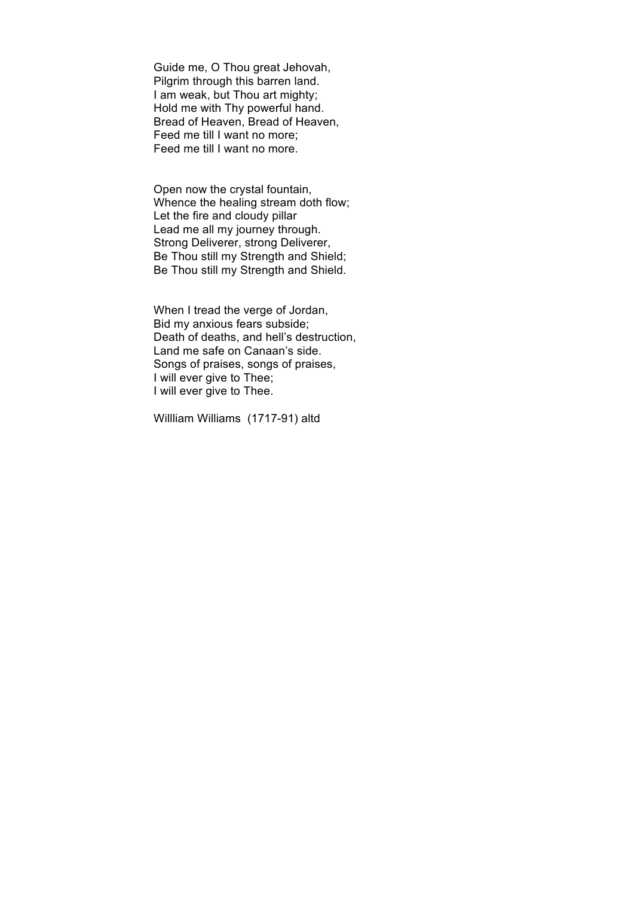Guide me, O Thou great Jehovah,
Pilgrim through this barren land.
I am weak, but Thou art mighty;
Hold me with Thy powerful hand.
Bread of Heaven, Bread of Heaven,
Feed me till I want no more;
Feed me till I want no more.

Open now the crystal fountain,
Whence the healing stream doth flow;
Let the fire and cloudy pillar
Lead me all my journey through.
Strong Deliverer, strong Deliverer,
Be Thou still my Strength and Shield;
Be Thou still my Strength and Shield.

When I tread the verge of Jordan,
Bid my anxious fears subside;
Death of deaths, and hell's destruction,
Land me safe on Canaan's side.
Songs of praises, songs of praises,
I will ever give to Thee;
I will ever give to Thee.

Willliam Williams (1717-91) altd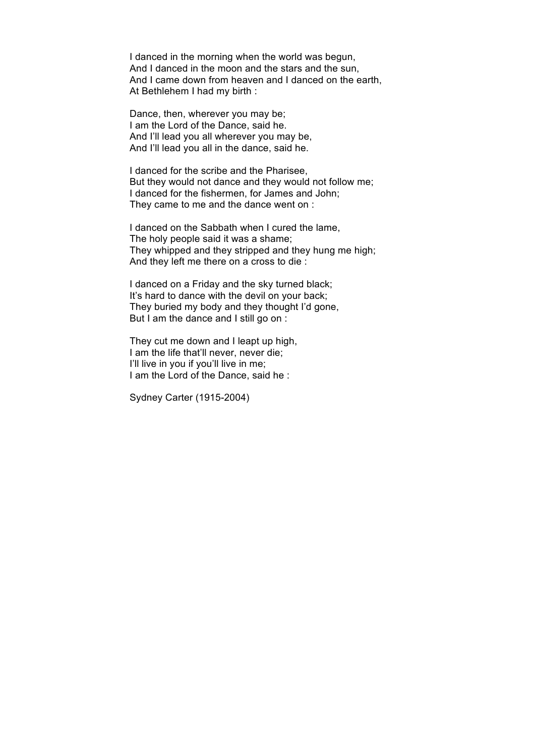I danced in the morning when the world was begun,
And I danced in the moon and the stars and the sun,
And I came down from heaven and I danced on the earth,
At Bethlehem I had my birth :

Dance, then, wherever you may be;
I am the Lord of the Dance, said he.
And I'll lead you all wherever you may be,
And I'll lead you all in the dance, said he.

I danced for the scribe and the Pharisee,
But they would not dance and they would not follow me;
I danced for the fishermen, for James and John;
They came to me and the dance went on :

I danced on the Sabbath when I cured the lame,
The holy people said it was a shame;
They whipped and they stripped and they hung me high;
And they left me there on a cross to die :

I danced on a Friday and the sky turned black;
It's hard to dance with the devil on your back;
They buried my body and they thought I'd gone,
But I am the dance and I still go on :

They cut me down and I leapt up high,
I am the life that'll never, never die;
I'll live in you if you'll live in me;
I am the Lord of the Dance, said he :

Sydney Carter (1915-2004)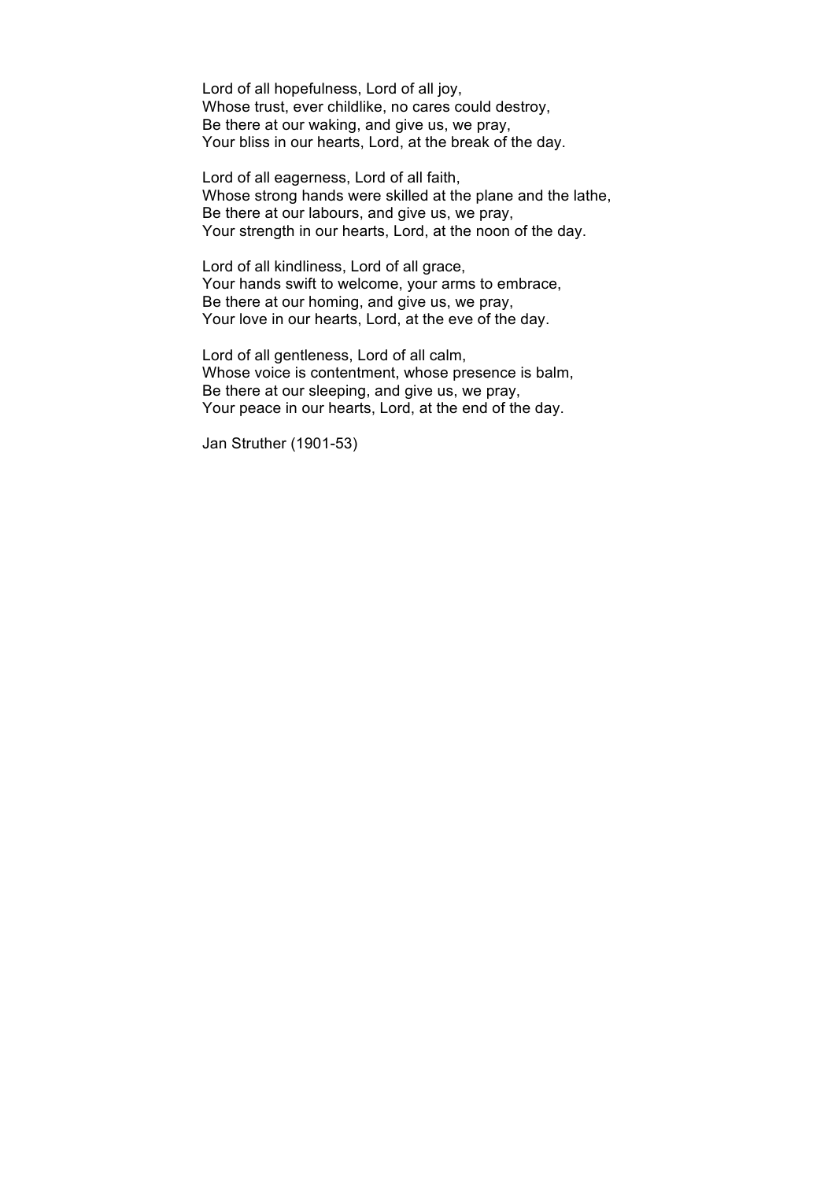Lord of all hopefulness, Lord of all joy,  
Whose trust, ever childlike, no cares could destroy,  
Be there at our waking, and give us, we pray,  
Your bliss in our hearts, Lord, at the break of the day.

Lord of all eagerness, Lord of all faith,  
Whose strong hands were skilled at the plane and the lathe,  
Be there at our labours, and give us, we pray,  
Your strength in our hearts, Lord, at the noon of the day.

Lord of all kindliness, Lord of all grace,  
Your hands swift to welcome, your arms to embrace,  
Be there at our homing, and give us, we pray,  
Your love in our hearts, Lord, at the eve of the day.

Lord of all gentleness, Lord of all calm,  
Whose voice is contentment, whose presence is balm,  
Be there at our sleeping, and give us, we pray,  
Your peace in our hearts, Lord, at the end of the day.

Jan Struther (1901-53)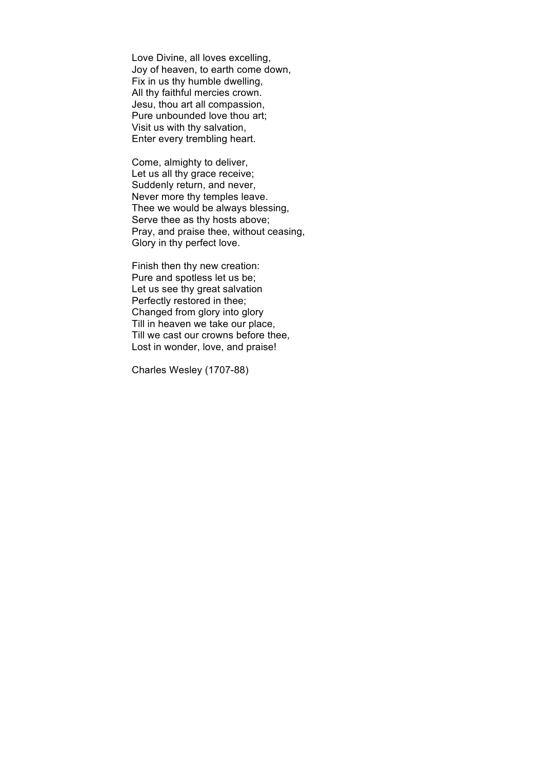Love Divine, all loves excelling,  
Joy of heaven, to earth come down,  
Fix in us thy humble dwelling,  
All thy faithful mercies crown.  
Jesu, thou art all compassion,  
Pure unbounded love thou art;  
Visit us with thy salvation,  
Enter every trembling heart.

Come, almighty to deliver,  
Let us all thy grace receive;  
Suddenly return, and never,  
Never more thy temples leave.  
Thee we would be always blessing,  
Serve thee as thy hosts above;  
Pray, and praise thee, without ceasing,  
Glory in thy perfect love.

Finish then thy new creation:  
Pure and spotless let us be;  
Let us see thy great salvation  
Perfectly restored in thee;  
Changed from glory into glory  
Till in heaven we take our place,  
Till we cast our crowns before thee,  
Lost in wonder, love, and praise!

Charles Wesley (1707-88)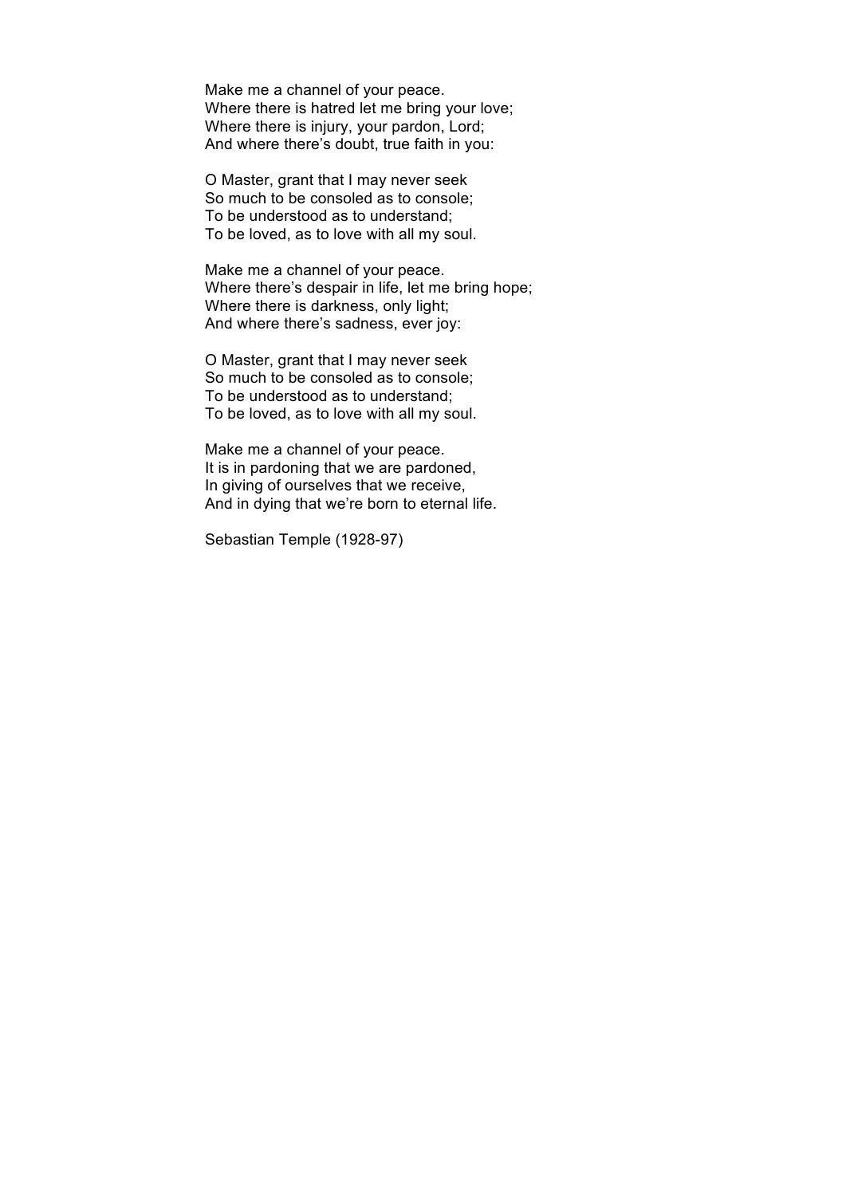Make me a channel of your peace.
Where there is hatred let me bring your love;
Where there is injury, your pardon, Lord;
And where there's doubt, true faith in you:

O Master, grant that I may never seek
So much to be consoled as to console;
To be understood as to understand;
To be loved, as to love with all my soul.

Make me a channel of your peace.
Where there's despair in life, let me bring hope;
Where there is darkness, only light;
And where there's sadness, ever joy:

O Master, grant that I may never seek
So much to be consoled as to console;
To be understood as to understand;
To be loved, as to love with all my soul.

Make me a channel of your peace.
It is in pardoning that we are pardoned,
In giving of ourselves that we receive,
And in dying that we're born to eternal life.

Sebastian Temple (1928-97)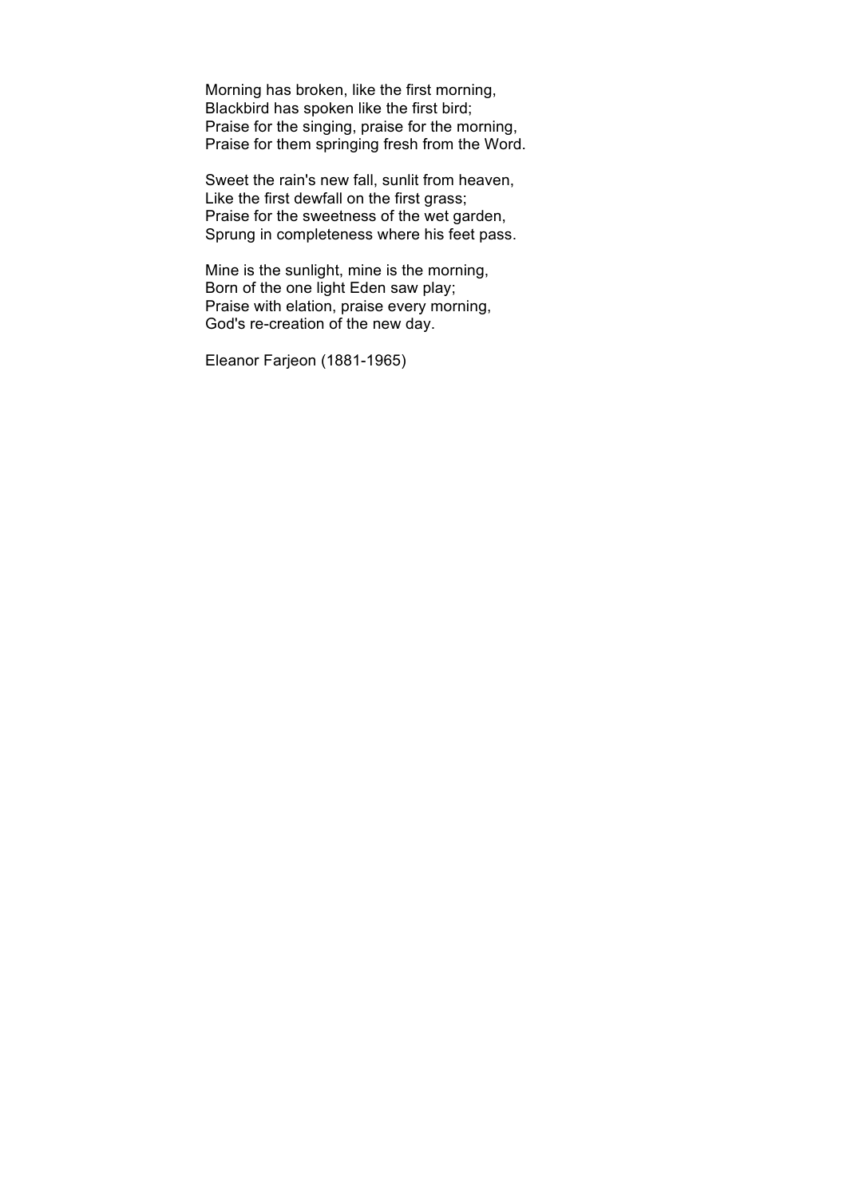Morning has broken, like the first morning,
Blackbird has spoken like the first bird;
Praise for the singing, praise for the morning,
Praise for them springing fresh from the Word.

Sweet the rain's new fall, sunlit from heaven,
Like the first dewfall on the first grass;
Praise for the sweetness of the wet garden,
Sprung in completeness where his feet pass.

Mine is the sunlight, mine is the morning,
Born of the one light Eden saw play;
Praise with elation, praise every morning,
God's re-creation of the new day.

Eleanor Farjeon (1881-1965)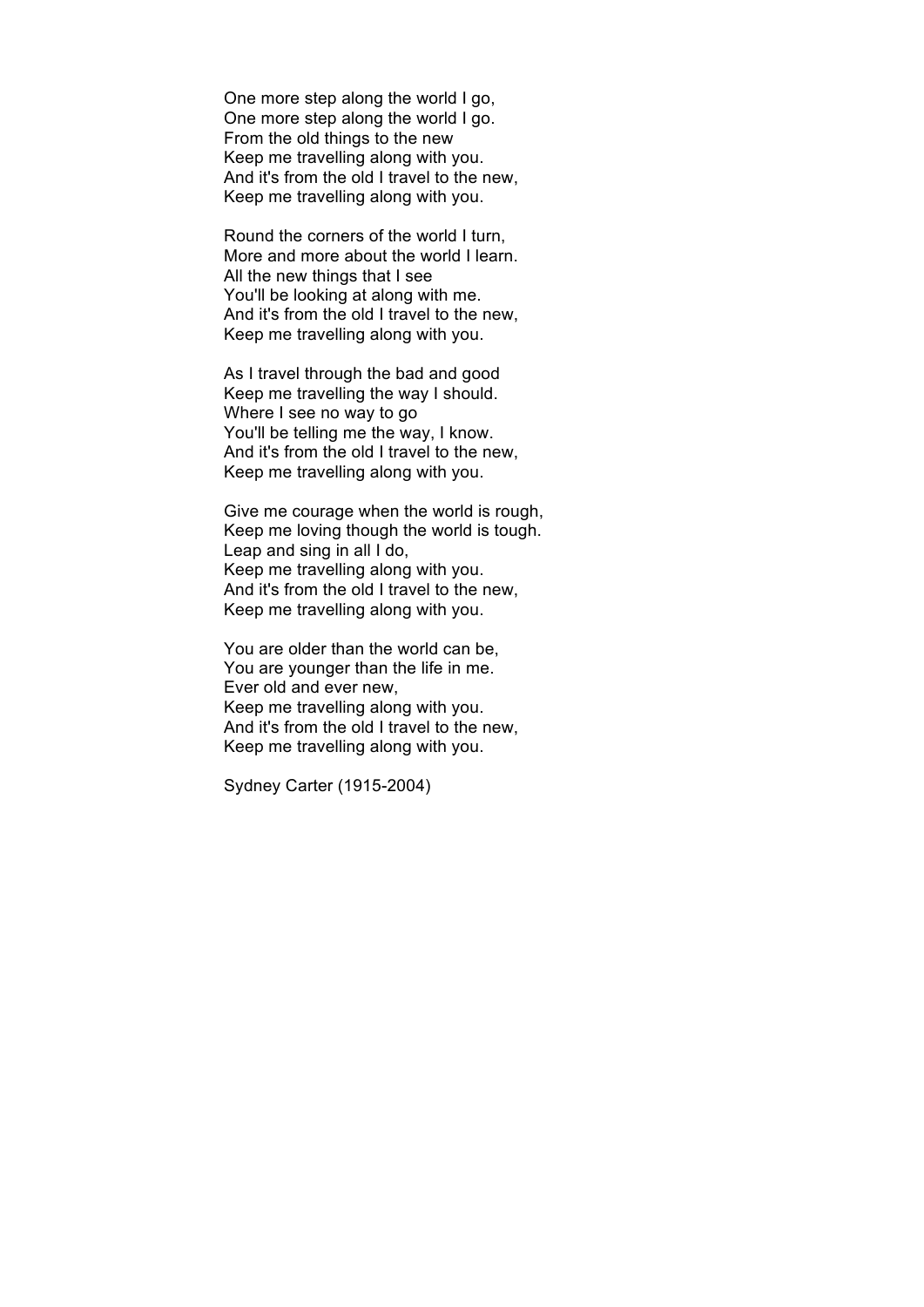One more step along the world I go,  
One more step along the world I go.  
From the old things to the new  
Keep me travelling along with you.  
And it's from the old I travel to the new,  
Keep me travelling along with you.

Round the corners of the world I turn,  
More and more about the world I learn.  
All the new things that I see  
You'll be looking at along with me.  
And it's from the old I travel to the new,  
Keep me travelling along with you.

As I travel through the bad and good  
Keep me travelling the way I should.  
Where I see no way to go  
You'll be telling me the way, I know.  
And it's from the old I travel to the new,  
Keep me travelling along with you.

Give me courage when the world is rough,  
Keep me loving though the world is tough.  
Leap and sing in all I do,  
Keep me travelling along with you.  
And it's from the old I travel to the new,  
Keep me travelling along with you.

You are older than the world can be,  
You are younger than the life in me.  
Ever old and ever new,  
Keep me travelling along with you.  
And it's from the old I travel to the new,  
Keep me travelling along with you.

Sydney Carter (1915-2004)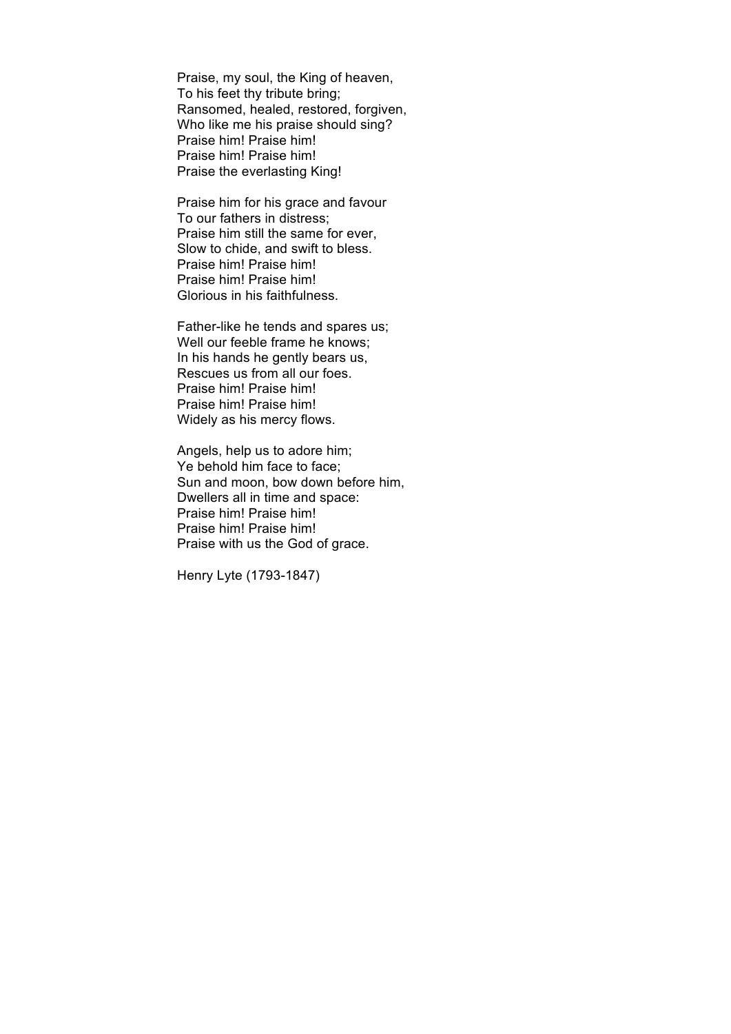Praise, my soul, the King of heaven,  
To his feet thy tribute bring;  
Ransomed, healed, restored, forgiven,  
Who like me his praise should sing?  
Praise him! Praise him!  
Praise him! Praise him!  
Praise the everlasting King!

Praise him for his grace and favour  
To our fathers in distress;  
Praise him still the same for ever,  
Slow to chide, and swift to bless.  
Praise him! Praise him!  
Praise him! Praise him!  
Glorious in his faithfulness.

Father-like he tends and spares us;  
Well our feeble frame he knows;  
In his hands he gently bears us,  
Rescues us from all our foes.  
Praise him! Praise him!  
Praise him! Praise him!  
Widely as his mercy flows.

Angels, help us to adore him;  
Ye behold him face to face;  
Sun and moon, bow down before him,  
Dwellers all in time and space:  
Praise him! Praise him!  
Praise him! Praise him!  
Praise with us the God of grace.

Henry Lyte (1793-1847)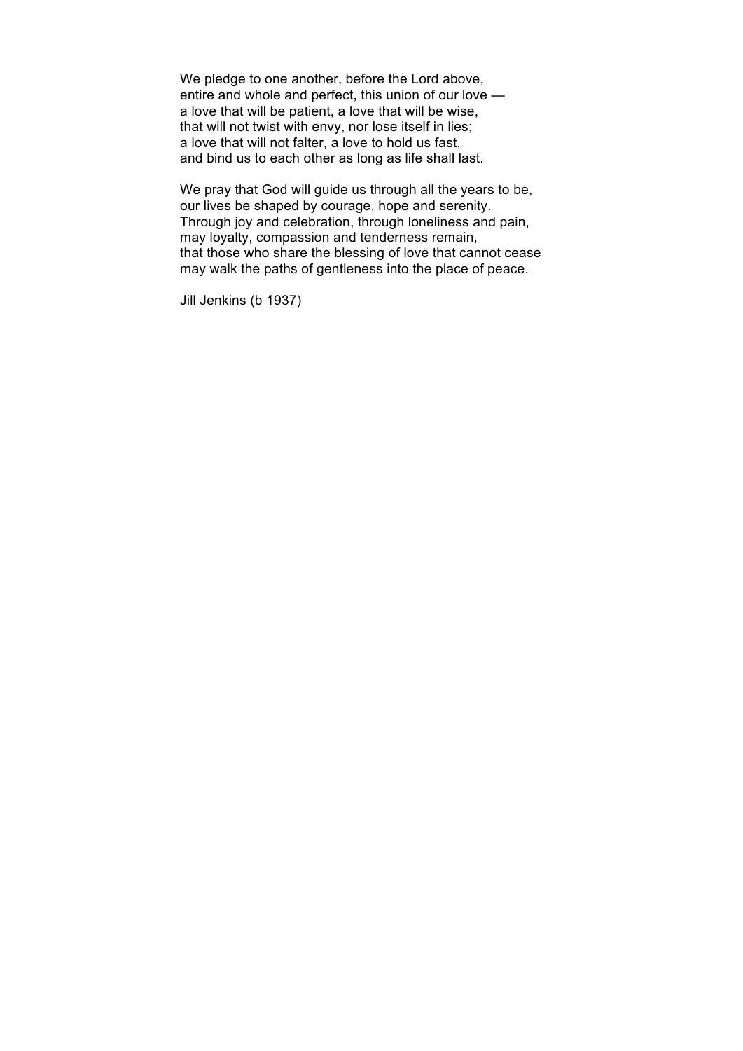We pledge to one another, before the Lord above,
entire and whole and perfect, this union of our love —
a love that will be patient, a love that will be wise,
that will not twist with envy, nor lose itself in lies;
a love that will not falter, a love to hold us fast,
and bind us to each other as long as life shall last.

We pray that God will guide us through all the years to be,
our lives be shaped by courage, hope and serenity.
Through joy and celebration, through loneliness and pain,
may loyalty, compassion and tenderness remain,
that those who share the blessing of love that cannot cease
may walk the paths of gentleness into the place of peace.

Jill Jenkins (b 1937)